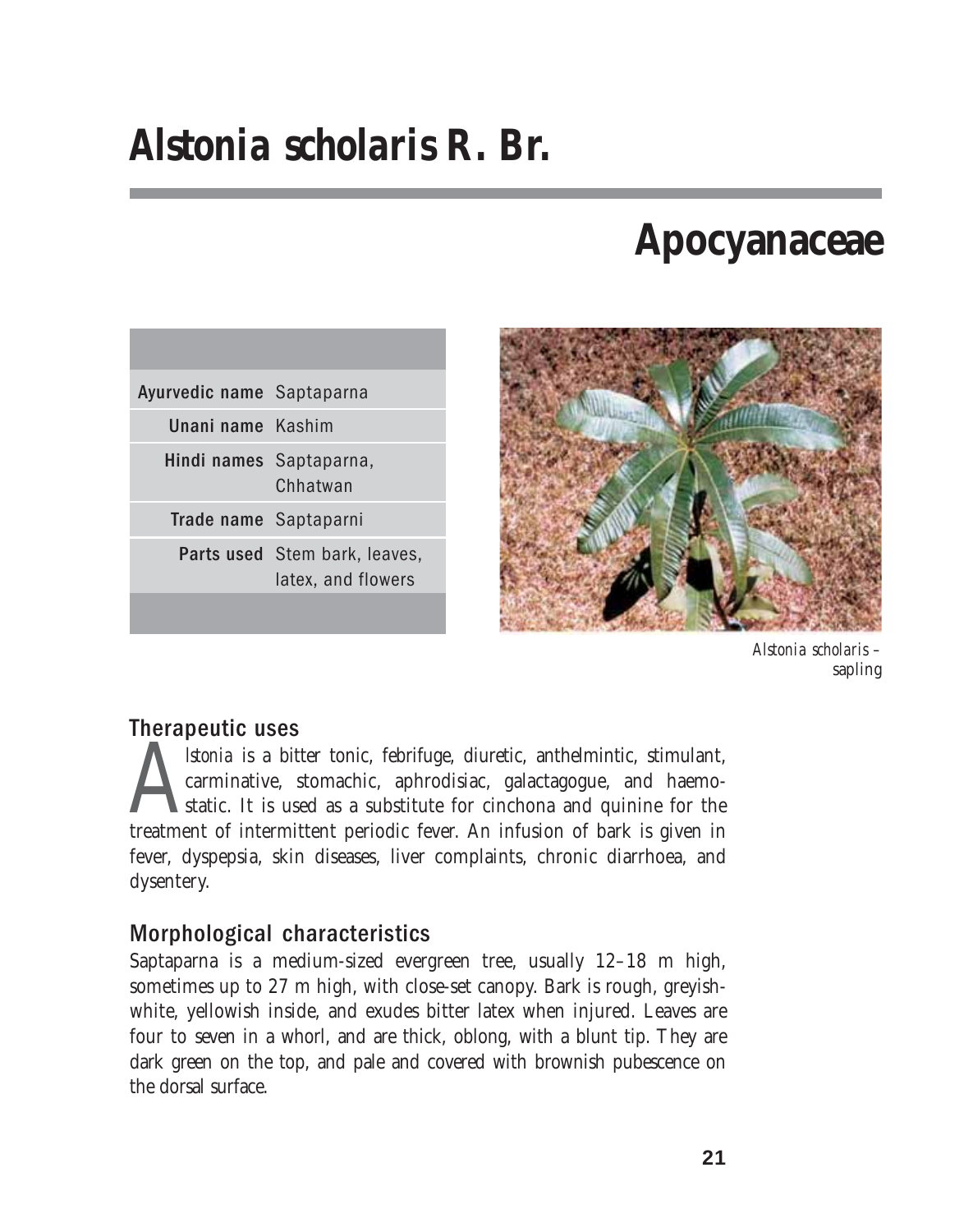# Alstonia scholaris R. Br.

## Apocyanaceae

| | |
|---|---|
| **Ayurvedic name** | Saptaparna |
| **Unani name** | Kashim |
| **Hindi names** | Saptaparna, Chhatwan |
| **Trade name** | Saptaparni |
| **Parts used** | Stem bark, leaves, latex, and flowers |

*Alstonia scholaris* – sapling

### Therapeutic uses

*Alstonia* is a bitter tonic, febrifuge, diuretic, anthelmintic, stimulant, carminative, stomachic, aphrodisiac, galactagogue, and haemostatic. It is used as a substitute for cinchona and quinine for the treatment of intermittent periodic fever. An infusion of bark is given in fever, dyspepsia, skin diseases, liver complaints, chronic diarrhoea, and dysentery.

### Morphological characteristics

Saptaparna is a medium-sized evergreen tree, usually 12–18 m high, sometimes up to 27 m high, with close-set canopy. Bark is rough, greyish-white, yellowish inside, and exudes bitter latex when injured. Leaves are four to seven in a whorl, and are thick, oblong, with a blunt tip. They are dark green on the top, and pale and covered with brownish pubescence on the dorsal surface.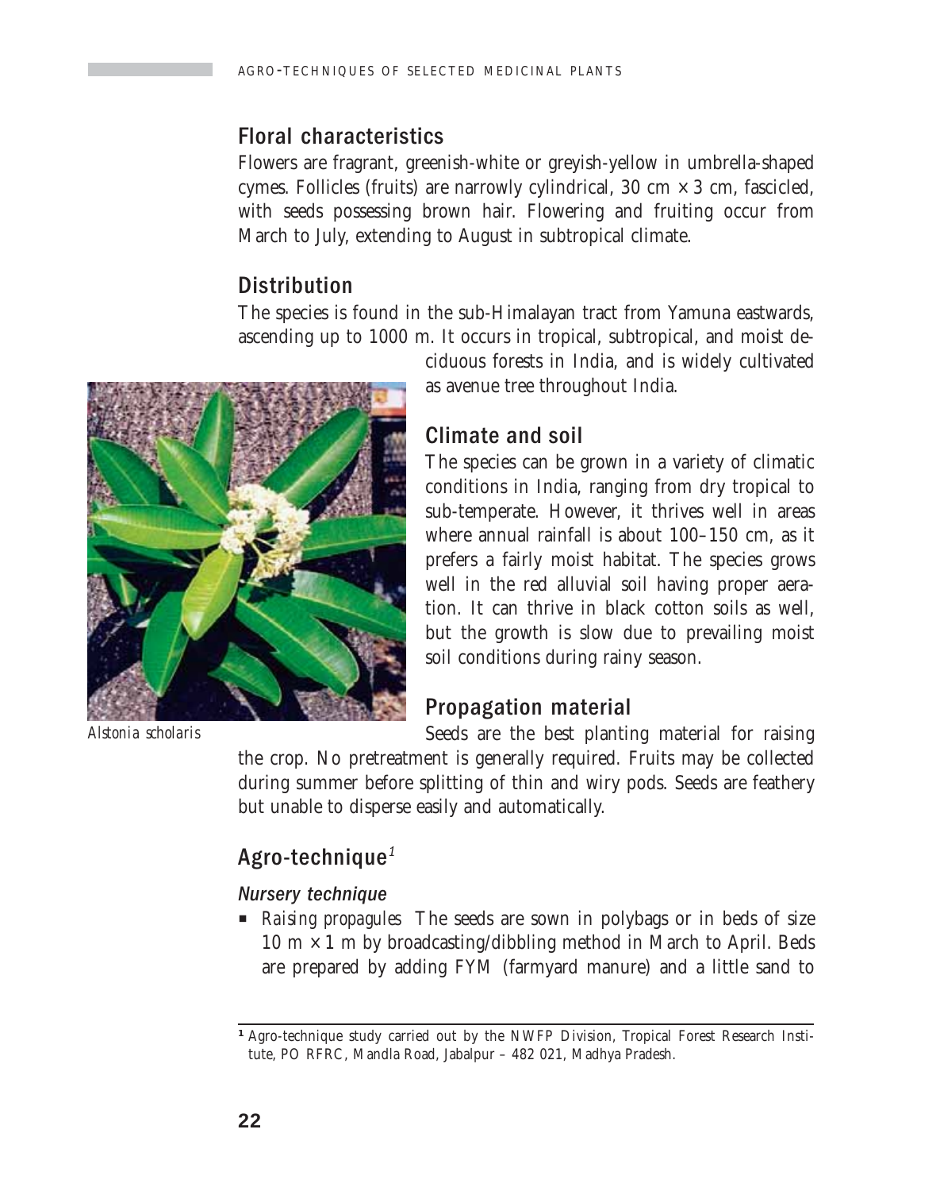## Floral characteristics

Flowers are fragrant, greenish-white or greyish-yellow in umbrella-shaped cymes. Follicles (fruits) are narrowly cylindrical, 30 cm × 3 cm, fascicled, with seeds possessing brown hair. Flowering and fruiting occur from March to July, extending to August in subtropical climate.

## Distribution

The species is found in the sub-Himalayan tract from Yamuna eastwards, ascending up to 1000 m. It occurs in tropical, subtropical, and moist deciduous forests in India, and is widely cultivated as avenue tree throughout India.

## Climate and soil

The species can be grown in a variety of climatic conditions in India, ranging from dry tropical to sub-temperate. However, it thrives well in areas where annual rainfall is about 100–150 cm, as it prefers a fairly moist habitat. The species grows well in the red alluvial soil having proper aeration. It can thrive in black cotton soils as well, but the growth is slow due to prevailing moist soil conditions during rainy season.

*Alstonia scholaris*

## Propagation material

Seeds are the best planting material for raising the crop. No pretreatment is generally required. Fruits may be collected during summer before splitting of thin and wiry pods. Seeds are feathery but unable to disperse easily and automatically.

## Agro-technique[1]

### *Nursery technique*

- *Raising propagules* The seeds are sown in polybags or in beds of size 10 m × 1 m by broadcasting/dibbling method in March to April. Beds are prepared by adding FYM (farmyard manure) and a little sand to

---

[1] Agro-technique study carried out by the NWFP Division, Tropical Forest Research Institute, PO RFRC, Mandla Road, Jabalpur – 482 021, Madhya Pradesh.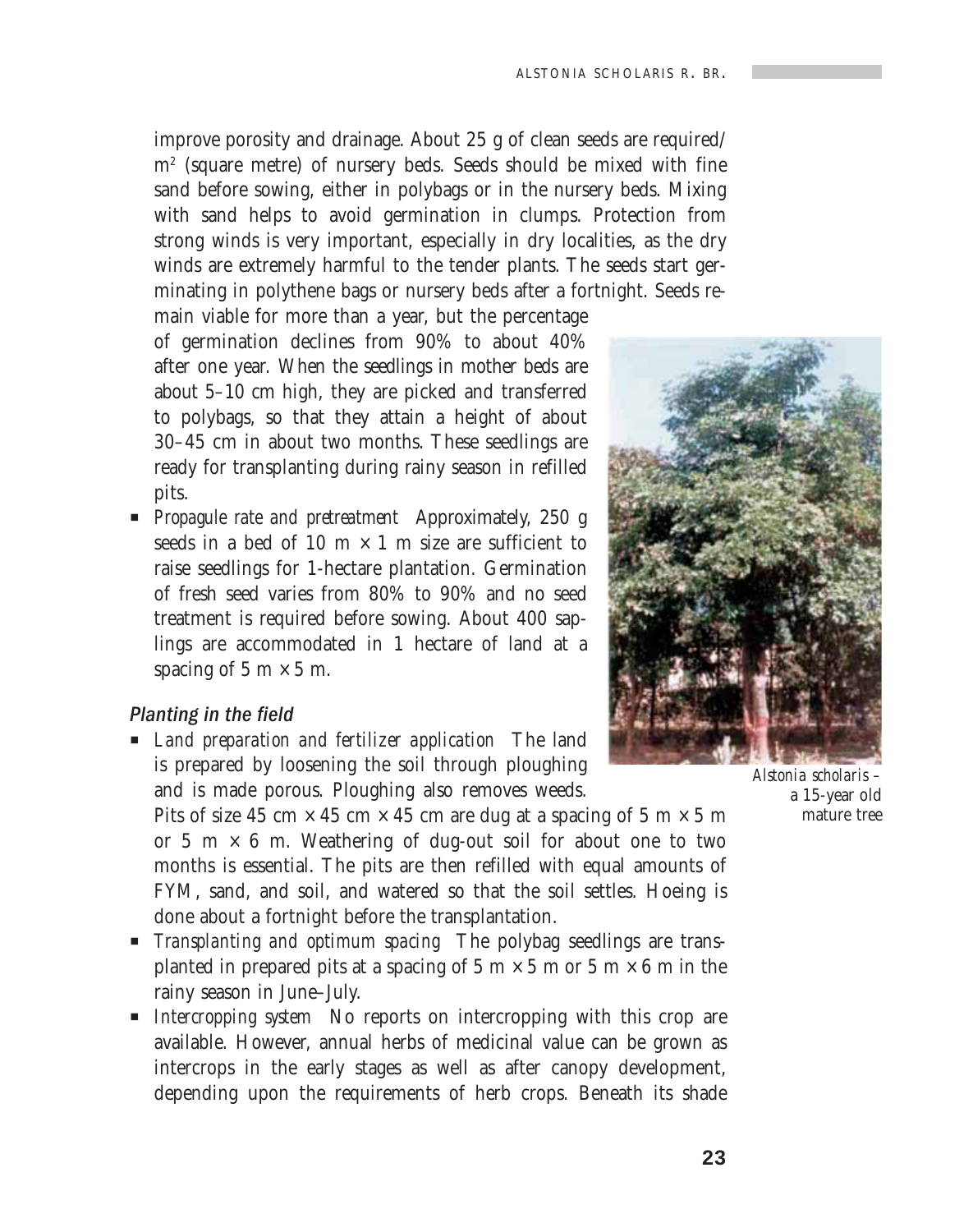improve porosity and drainage. About 25 g of clean seeds are required/ $m^2$ (square metre) of nursery beds. Seeds should be mixed with fine sand before sowing, either in polybags or in the nursery beds. Mixing with sand helps to avoid germination in clumps. Protection from strong winds is very important, especially in dry localities, as the dry winds are extremely harmful to the tender plants. The seeds start germinating in polythene bags or nursery beds after a fortnight. Seeds remain viable for more than a year, but the percentage of germination declines from 90% to about 40% after one year. When the seedlings in mother beds are about 5–10 cm high, they are picked and transferred to polybags, so that they attain a height of about 30–45 cm in about two months. These seedlings are ready for transplanting during rainy season in refilled pits.

- *Propagule rate and pretreatment* Approximately, 250 g seeds in a bed of 10 m × 1 m size are sufficient to raise seedlings for 1-hectare plantation. Germination of fresh seed varies from 80% to 90% and no seed treatment is required before sowing. About 400 saplings are accommodated in 1 hectare of land at a spacing of 5 m × 5 m.

*Alstonia scholaris* – a 15-year old mature tree

### *Planting in the field*

- *Land preparation and fertilizer application* The land is prepared by loosening the soil through ploughing and is made porous. Ploughing also removes weeds. Pits of size 45 cm × 45 cm × 45 cm are dug at a spacing of 5 m × 5 m or 5 m × 6 m. Weathering of dug-out soil for about one to two months is essential. The pits are then refilled with equal amounts of FYM, sand, and soil, and watered so that the soil settles. Hoeing is done about a fortnight before the transplantation.
- *Transplanting and optimum spacing* The polybag seedlings are transplanted in prepared pits at a spacing of 5 m × 5 m or 5 m × 6 m in the rainy season in June–July.
- *Intercropping system* No reports on intercropping with this crop are available. However, annual herbs of medicinal value can be grown as intercrops in the early stages as well as after canopy development, depending upon the requirements of herb crops. Beneath its shade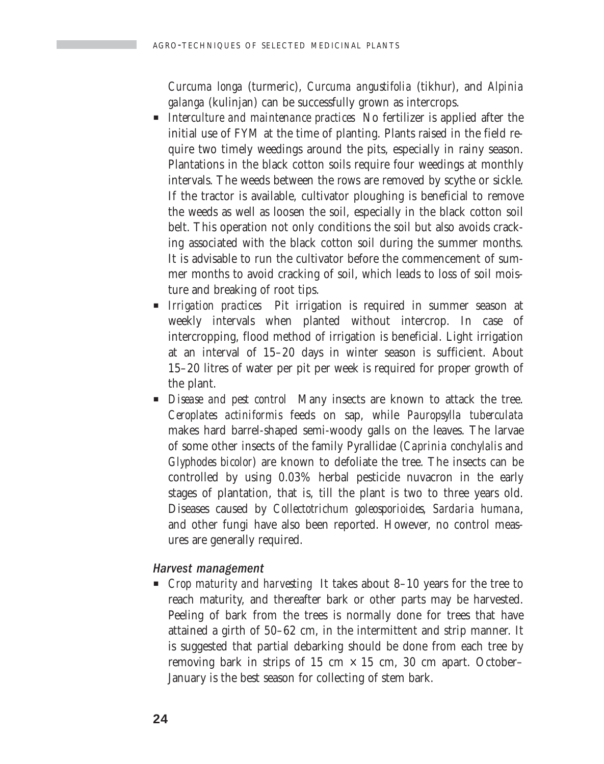*Curcuma longa* (turmeric), *Curcuma angustifolia* (tikhur), and *Alpinia galanga* (kulinjan) can be successfully grown as intercrops.

- *Interculture and maintenance practices* No fertilizer is applied after the initial use of FYM at the time of planting. Plants raised in the field require two timely weedings around the pits, especially in rainy season. Plantations in the black cotton soils require four weedings at monthly intervals. The weeds between the rows are removed by scythe or sickle. If the tractor is available, cultivator ploughing is beneficial to remove the weeds as well as loosen the soil, especially in the black cotton soil belt. This operation not only conditions the soil but also avoids cracking associated with the black cotton soil during the summer months. It is advisable to run the cultivator before the commencement of summer months to avoid cracking of soil, which leads to loss of soil moisture and breaking of root tips.
- *Irrigation practices* Pit irrigation is required in summer season at weekly intervals when planted without intercrop. In case of intercropping, flood method of irrigation is beneficial. Light irrigation at an interval of 15–20 days in winter season is sufficient. About 15–20 litres of water per pit per week is required for proper growth of the plant.
- *Disease and pest control* Many insects are known to attack the tree. *Ceroplates actiniformis* feeds on sap, while *Pauropsylla tuberculata* makes hard barrel-shaped semi-woody galls on the leaves. The larvae of some other insects of the family Pyrallidae (*Caprinia conchylalis* and *Glyphodes bicolor*) are known to defoliate the tree. The insects can be controlled by using 0.03% herbal pesticide nuvacron in the early stages of plantation, that is, till the plant is two to three years old. Diseases caused by *Collectotrichum goleosporioides*, *Sardaria humana*, and other fungi have also been reported. However, no control measures are generally required.

### Harvest management

- *Crop maturity and harvesting* It takes about 8–10 years for the tree to reach maturity, and thereafter bark or other parts may be harvested. Peeling of bark from the trees is normally done for trees that have attained a girth of 50–62 cm, in the intermittent and strip manner. It is suggested that partial debarking should be done from each tree by removing bark in strips of 15 cm × 15 cm, 30 cm apart. October–January is the best season for collecting of stem bark.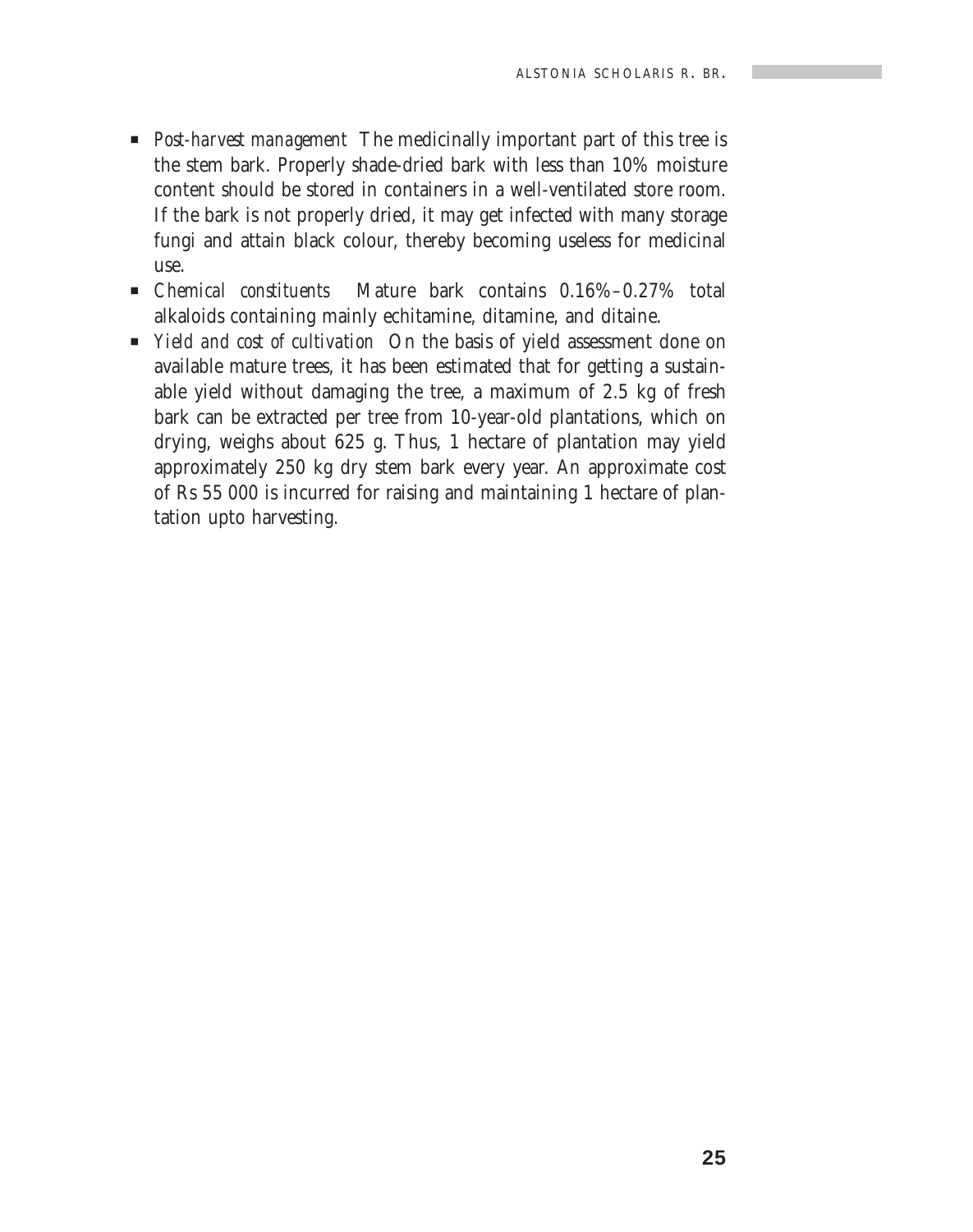- *Post-harvest management* The medicinally important part of this tree is the stem bark. Properly shade-dried bark with less than 10% moisture content should be stored in containers in a well-ventilated store room. If the bark is not properly dried, it may get infected with many storage fungi and attain black colour, thereby becoming useless for medicinal use.
- *Chemical constituents* Mature bark contains 0.16%–0.27% total alkaloids containing mainly echitamine, ditamine, and ditaine.
- *Yield and cost of cultivation* On the basis of yield assessment done on available mature trees, it has been estimated that for getting a sustainable yield without damaging the tree, a maximum of 2.5 kg of fresh bark can be extracted per tree from 10-year-old plantations, which on drying, weighs about 625 g. Thus, 1 hectare of plantation may yield approximately 250 kg dry stem bark every year. An approximate cost of Rs 55 000 is incurred for raising and maintaining 1 hectare of plantation upto harvesting.